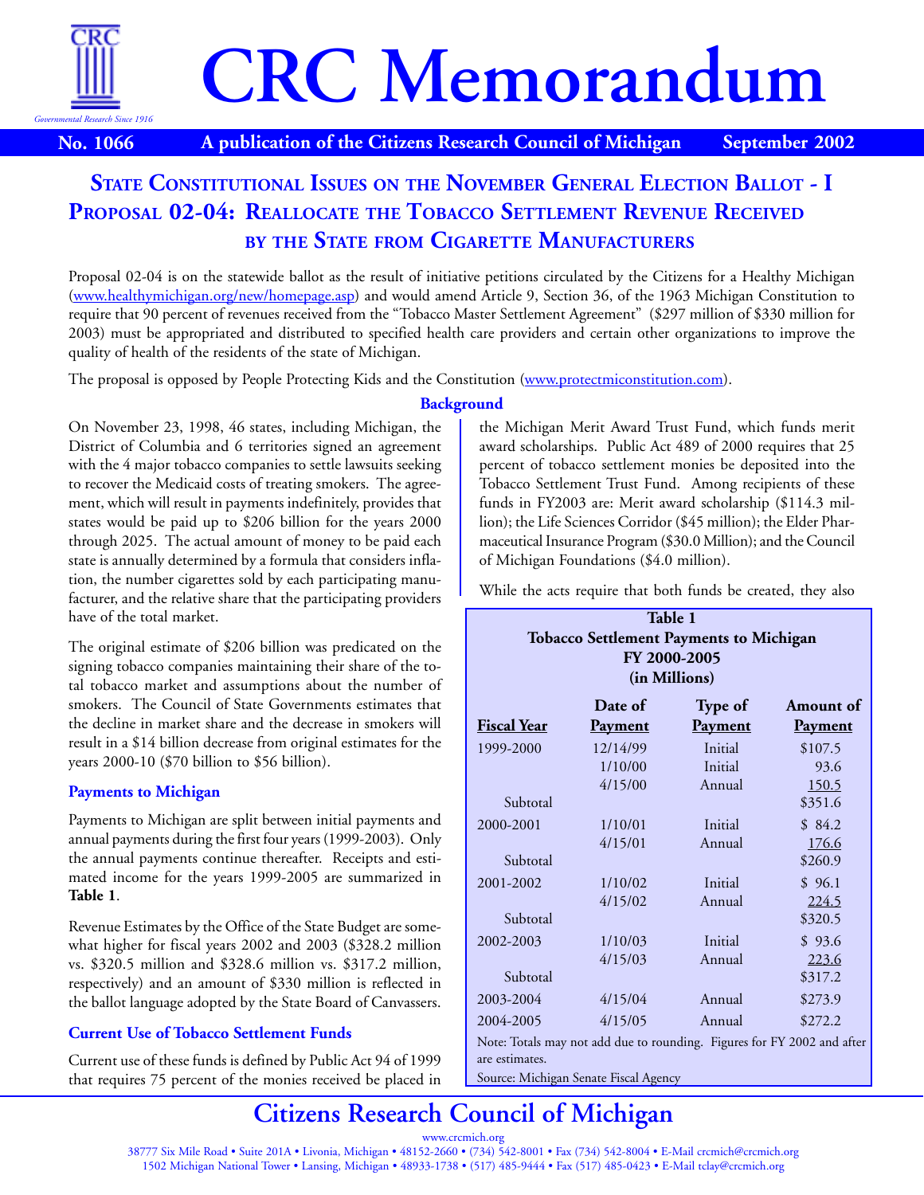# CRC Memorandum

**No. 1066** A publication of the Citizens Research Council of Michigan **September 2002**

## State Constitutional Issues on the November General Election Ballot - I Proposal 02-04: Reallocate the Tobacco Settlement Revenue Received by the State from Cigarette Manufacturers

Proposal 02-04 is on the statewide ballot as the result of initiative petitions circulated by the Citizens for a Healthy Michigan (www.healthymichigan.org/new/homepage.asp) and would amend Article 9, Section 36, of the 1963 Michigan Constitution to require that 90 percent of revenues received from the "Tobacco Master Settlement Agreement" ($297 million of $330 million for 2003) must be appropriated and distributed to specified health care providers and certain other organizations to improve the quality of health of the residents of the state of Michigan.

The proposal is opposed by People Protecting Kids and the Constitution (www.protectmiconstitution.com).

### Background

On November 23, 1998, 46 states, including Michigan, the District of Columbia and 6 territories signed an agreement with the 4 major tobacco companies to settle lawsuits seeking to recover the Medicaid costs of treating smokers. The agreement, which will result in payments indefinitely, provides that states would be paid up to $206 billion for the years 2000 through 2025. The actual amount of money to be paid each state is annually determined by a formula that considers inflation, the number cigarettes sold by each participating manufacturer, and the relative share that the participating providers have of the total market.

The original estimate of $206 billion was predicated on the signing tobacco companies maintaining their share of the total tobacco market and assumptions about the number of smokers. The Council of State Governments estimates that the decline in market share and the decrease in smokers will result in a $14 billion decrease from original estimates for the years 2000-10 ($70 billion to $56 billion).

#### Payments to Michigan

Payments to Michigan are split between initial payments and annual payments during the first four years (1999-2003). Only the annual payments continue thereafter. Receipts and estimated income for the years 1999-2005 are summarized in **Table 1**.

Revenue Estimates by the Office of the State Budget are somewhat higher for fiscal years 2002 and 2003 ($328.2 million vs. $320.5 million and $328.6 million vs. $317.2 million, respectively) and an amount of $330 million is reflected in the ballot language adopted by the State Board of Canvassers.

#### Current Use of Tobacco Settlement Funds

Current use of these funds is defined by Public Act 94 of 1999 that requires 75 percent of the monies received be placed in the Michigan Merit Award Trust Fund, which funds merit award scholarships. Public Act 489 of 2000 requires that 25 percent of tobacco settlement monies be deposited into the Tobacco Settlement Trust Fund. Among recipients of these funds in FY2003 are: Merit award scholarship ($114.3 million); the Life Sciences Corridor ($45 million); the Elder Pharmaceutical Insurance Program ($30.0 Million); and the Council of Michigan Foundations ($4.0 million).

While the acts require that both funds be created, they also

**Table 1**
**Tobacco Settlement Payments to Michigan**
**FY 2000-2005**
**(in Millions)**

| Fiscal Year | Date of Payment | Type of Payment | Amount of Payment |
|---|---|---|---|
| 1999-2000 | 12/14/99 | Initial | $107.5 |
| | 1/10/00 | Initial | 93.6 |
| | 4/15/00 | Annual | 150.5 |
| Subtotal | | | $351.6 |
| 2000-2001 | 1/10/01 | Initial | $ 84.2 |
| | 4/15/01 | Annual | 176.6 |
| Subtotal | | | $260.9 |
| 2001-2002 | 1/10/02 | Initial | $ 96.1 |
| | 4/15/02 | Annual | 224.5 |
| Subtotal | | | $320.5 |
| 2002-2003 | 1/10/03 | Initial | $ 93.6 |
| | 4/15/03 | Annual | 223.6 |
| Subtotal | | | $317.2 |
| 2003-2004 | 4/15/04 | Annual | $273.9 |
| 2004-2005 | 4/15/05 | Annual | $272.2 |

Note: Totals may not add due to rounding. Figures for FY 2002 and after are estimates.
Source: Michigan Senate Fiscal Agency

**Citizens Research Council of Michigan**

www.crcmich.org
38777 Six Mile Road • Suite 201A • Livonia, Michigan • 48152-2660 • (734) 542-8001 • Fax (734) 542-8004 • E-Mail crcmich@crcmich.org
1502 Michigan National Tower • Lansing, Michigan • 48933-1738 • (517) 485-9444 • Fax (517) 485-0423 • E-Mail tclay@crcmich.org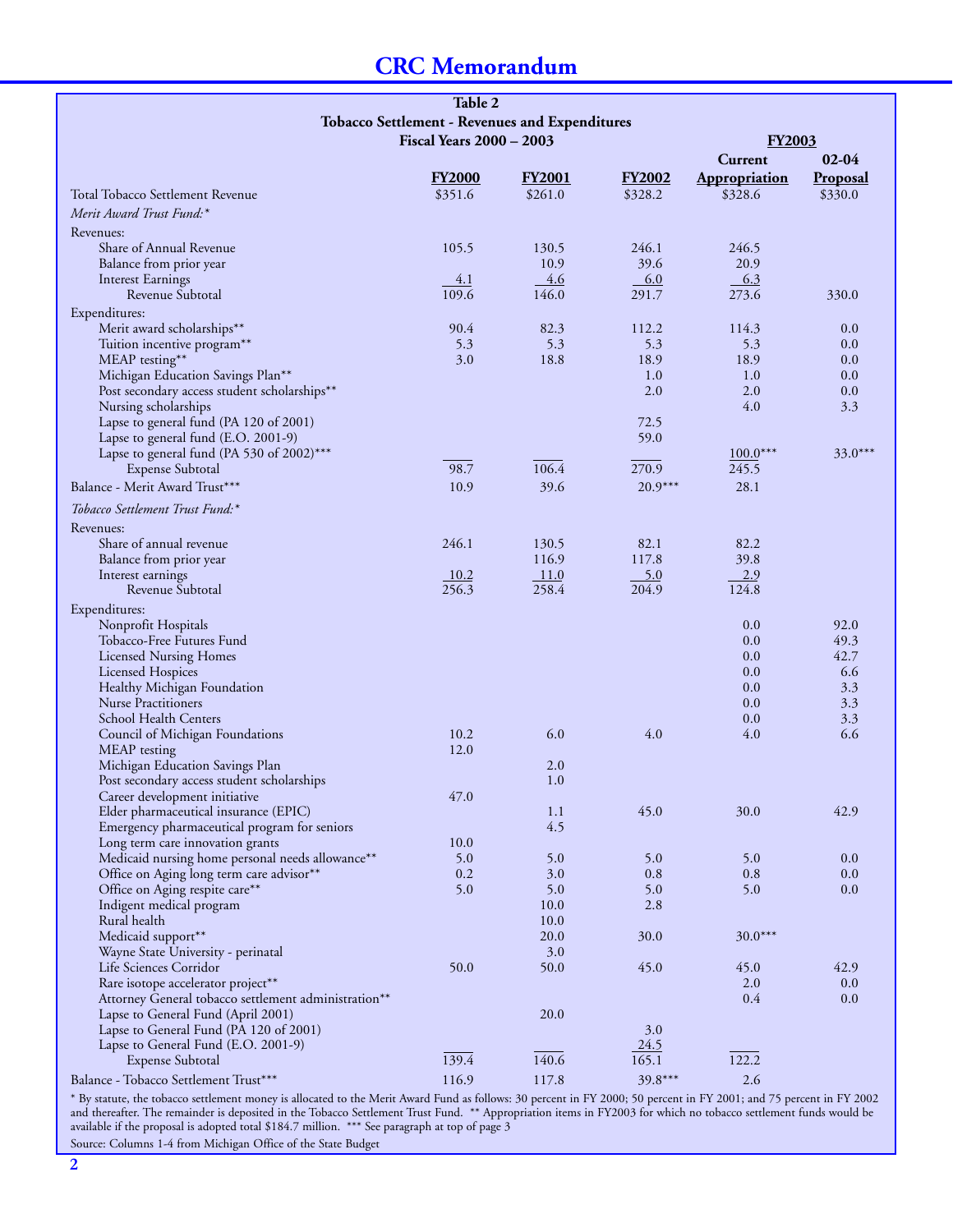**Table 2**
**Tobacco Settlement - Revenues and Expenditures**
**Fiscal Years 2000 – 2003**

| | FY2000 | FY2001 | FY2002 | FY2003 Current Appropriation | FY2003 02-04 Proposal |
|---|---|---|---|---|---|
| Total Tobacco Settlement Revenue | $351.6 | $261.0 | $328.2 | $328.6 | $330.0 |
| *Merit Award Trust Fund:** | | | | | |
| Revenues: | | | | | |
| Share of Annual Revenue | 105.5 | 130.5 | 246.1 | 246.5 | |
| Balance from prior year | | 10.9 | 39.6 | 20.9 | |
| Interest Earnings | 4.1 | 4.6 | 6.0 | 6.3 | |
| Revenue Subtotal | 109.6 | 146.0 | 291.7 | 273.6 | 330.0 |
| Expenditures: | | | | | |
| Merit award scholarships** | 90.4 | 82.3 | 112.2 | 114.3 | 0.0 |
| Tuition incentive program** | 5.3 | 5.3 | 5.3 | 5.3 | 0.0 |
| MEAP testing** | 3.0 | 18.8 | 18.9 | 18.9 | 0.0 |
| Michigan Education Savings Plan** | | | 1.0 | 1.0 | 0.0 |
| Post secondary access student scholarships** | | | 2.0 | 2.0 | 0.0 |
| Nursing scholarships | | | | 4.0 | 3.3 |
| Lapse to general fund (PA 120 of 2001) | | | 72.5 | | |
| Lapse to general fund (E.O. 2001-9) | | | 59.0 | | |
| Lapse to general fund (PA 530 of 2002)*** | | | | 100.0*** | 33.0*** |
| Expense Subtotal | 98.7 | 106.4 | 270.9 | 245.5 | |
| Balance - Merit Award Trust*** | 10.9 | 39.6 | 20.9*** | 28.1 | |
| *Tobacco Settlement Trust Fund:** | | | | | |
| Revenues: | | | | | |
| Share of annual revenue | 246.1 | 130.5 | 82.1 | 82.2 | |
| Balance from prior year | | 116.9 | 117.8 | 39.8 | |
| Interest earnings | 10.2 | 11.0 | 5.0 | 2.9 | |
| Revenue Subtotal | 256.3 | 258.4 | 204.9 | 124.8 | |
| Expenditures: | | | | | |
| Nonprofit Hospitals | | | | 0.0 | 92.0 |
| Tobacco-Free Futures Fund | | | | 0.0 | 49.3 |
| Licensed Nursing Homes | | | | 0.0 | 42.7 |
| Licensed Hospices | | | | 0.0 | 6.6 |
| Healthy Michigan Foundation | | | | 0.0 | 3.3 |
| Nurse Practitioners | | | | 0.0 | 3.3 |
| School Health Centers | | | | 0.0 | 3.3 |
| Council of Michigan Foundations | 10.2 | 6.0 | 4.0 | 4.0 | 6.6 |
| MEAP testing | 12.0 | | | | |
| Michigan Education Savings Plan | | 2.0 | | | |
| Post secondary access student scholarships | | 1.0 | | | |
| Career development initiative | 47.0 | | | | |
| Elder pharmaceutical insurance (EPIC) | | 1.1 | 45.0 | 30.0 | 42.9 |
| Emergency pharmaceutical program for seniors | | 4.5 | | | |
| Long term care innovation grants | 10.0 | | | | |
| Medicaid nursing home personal needs allowance** | 5.0 | 5.0 | 5.0 | 5.0 | 0.0 |
| Office on Aging long term care advisor** | 0.2 | 3.0 | 0.8 | 0.8 | 0.0 |
| Office on Aging respite care** | 5.0 | 5.0 | 5.0 | 5.0 | 0.0 |
| Indigent medical program | | 10.0 | 2.8 | | |
| Rural health | | 10.0 | | | |
| Medicaid support** | | 20.0 | 30.0 | 30.0*** | |
| Wayne State University - perinatal | | 3.0 | | | |
| Life Sciences Corridor | 50.0 | 50.0 | 45.0 | 45.0 | 42.9 |
| Rare isotope accelerator project** | | | | 2.0 | 0.0 |
| Attorney General tobacco settlement administration** | | | | 0.4 | 0.0 |
| Lapse to General Fund (April 2001) | | 20.0 | | | |
| Lapse to General Fund (PA 120 of 2001) | | | 3.0 | | |
| Lapse to General Fund (E.O. 2001-9) | | | 24.5 | | |
| Expense Subtotal | 139.4 | 140.6 | 165.1 | 122.2 | |
| Balance - Tobacco Settlement Trust*** | 116.9 | 117.8 | 39.8*** | 2.6 | |

\* By statute, the tobacco settlement money is allocated to the Merit Award Fund as follows: 30 percent in FY 2000; 50 percent in FY 2001; and 75 percent in FY 2002 and thereafter. The remainder is deposited in the Tobacco Settlement Trust Fund. ** Appropriation items in FY2003 for which no tobacco settlement funds would be available if the proposal is adopted total $184.7 million. *** See paragraph at top of page 3

Source: Columns 1-4 from Michigan Office of the State Budget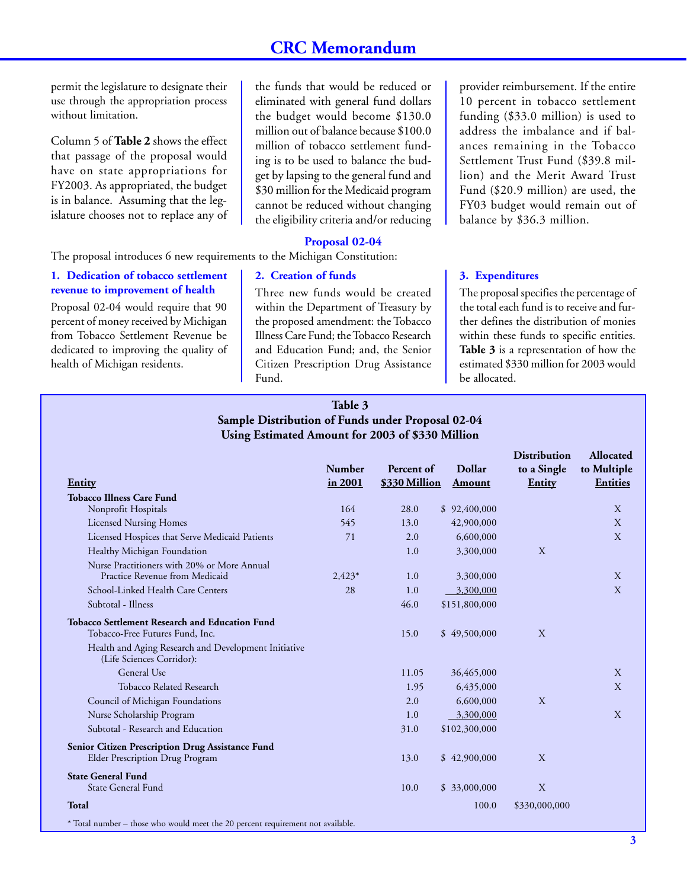permit the legislature to designate their use through the appropriation process without limitation.

Column 5 of **Table 2** shows the effect that passage of the proposal would have on state appropriations for FY2003. As appropriated, the budget is in balance. Assuming that the legislature chooses not to replace any of the funds that would be reduced or eliminated with general fund dollars the budget would become $130.0 million out of balance because $100.0 million of tobacco settlement funding is to be used to balance the budget by lapsing to the general fund and $30 million for the Medicaid program cannot be reduced without changing the eligibility criteria and/or reducing provider reimbursement. If the entire 10 percent in tobacco settlement funding ($33.0 million) is used to address the imbalance and if balances remaining in the Tobacco Settlement Trust Fund ($39.8 million) and the Merit Award Trust Fund ($20.9 million) are used, the FY03 budget would remain out of balance by $36.3 million.

## Proposal 02-04

The proposal introduces 6 new requirements to the Michigan Constitution:

### 1. Dedication of tobacco settlement revenue to improvement of health

Proposal 02-04 would require that 90 percent of money received by Michigan from Tobacco Settlement Revenue be dedicated to improving the quality of health of Michigan residents.

### 2. Creation of funds

Three new funds would be created within the Department of Treasury by the proposed amendment: the Tobacco Illness Care Fund; the Tobacco Research and Education Fund; and, the Senior Citizen Prescription Drug Assistance Fund.

### 3. Expenditures

The proposal specifies the percentage of the total each fund is to receive and further defines the distribution of monies within these funds to specific entities. **Table 3** is a representation of how the estimated $330 million for 2003 would be allocated.

**Table 3**
**Sample Distribution of Funds under Proposal 02-04**
**Using Estimated Amount for 2003 of $330 Million**

| Entity | Number in 2001 | Percent of $330 Million | Dollar Amount | Distribution to a Single Entity | Allocated to Multiple Entities |
|---|---|---|---|---|---|
| **Tobacco Illness Care Fund** | | | | | |
| Nonprofit Hospitals | 164 | 28.0 | $ 92,400,000 | | X |
| Licensed Nursing Homes | 545 | 13.0 | 42,900,000 | | X |
| Licensed Hospices that Serve Medicaid Patients | 71 | 2.0 | 6,600,000 | | X |
| Healthy Michigan Foundation | | 1.0 | 3,300,000 | X | |
| Nurse Practitioners with 20% or More Annual Practice Revenue from Medicaid | 2,423* | 1.0 | 3,300,000 | | X |
| School-Linked Health Care Centers | 28 | 1.0 | 3,300,000 | | X |
| Subtotal - Illness | | 46.0 | $151,800,000 | | |
| **Tobacco Settlement Research and Education Fund** | | | | | |
| Tobacco-Free Futures Fund, Inc. | | 15.0 | $ 49,500,000 | X | |
| Health and Aging Research and Development Initiative (Life Sciences Corridor): | | | | | |
| General Use | | 11.05 | 36,465,000 | | X |
| Tobacco Related Research | | 1.95 | 6,435,000 | | X |
| Council of Michigan Foundations | | 2.0 | 6,600,000 | X | |
| Nurse Scholarship Program | | 1.0 | 3,300,000 | | X |
| Subtotal - Research and Education | | 31.0 | $102,300,000 | | |
| **Senior Citizen Prescription Drug Assistance Fund** | | | | | |
| Elder Prescription Drug Program | | 13.0 | $ 42,900,000 | X | |
| **State General Fund** | | | | | |
| State General Fund | | 10.0 | $ 33,000,000 | X | |
| **Total** | | 100.0 | $330,000,000 | | |

\* Total number – those who would meet the 20 percent requirement not available.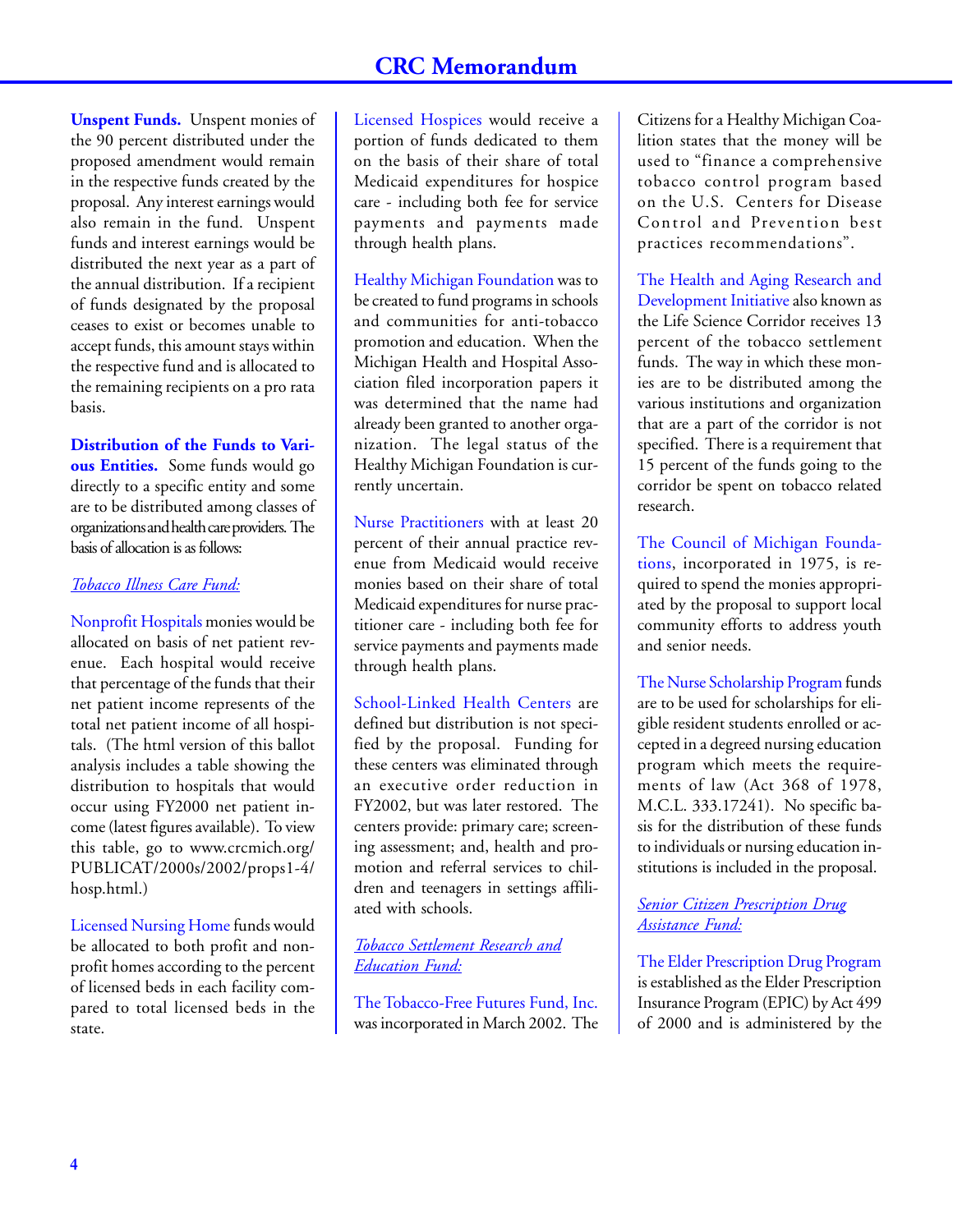**Unspent Funds.** Unspent monies of the 90 percent distributed under the proposed amendment would remain in the respective funds created by the proposal. Any interest earnings would also remain in the fund. Unspent funds and interest earnings would be distributed the next year as a part of the annual distribution. If a recipient of funds designated by the proposal ceases to exist or becomes unable to accept funds, this amount stays within the respective fund and is allocated to the remaining recipients on a pro rata basis.

**Distribution of the Funds to Various Entities.** Some funds would go directly to a specific entity and some are to be distributed among classes of organizations and health care providers. The basis of allocation is as follows:

*Tobacco Illness Care Fund:*

Nonprofit Hospitals monies would be allocated on basis of net patient revenue. Each hospital would receive that percentage of the funds that their net patient income represents of the total net patient income of all hospitals. (The html version of this ballot analysis includes a table showing the distribution to hospitals that would occur using FY2000 net patient income (latest figures available). To view this table, go to www.crcmich.org/PUBLICAT/2000s/2002/props1-4/hosp.html.)

Licensed Nursing Home funds would be allocated to both profit and nonprofit homes according to the percent of licensed beds in each facility compared to total licensed beds in the state.

Licensed Hospices would receive a portion of funds dedicated to them on the basis of their share of total Medicaid expenditures for hospice care - including both fee for service payments and payments made through health plans.

Healthy Michigan Foundation was to be created to fund programs in schools and communities for anti-tobacco promotion and education. When the Michigan Health and Hospital Association filed incorporation papers it was determined that the name had already been granted to another organization. The legal status of the Healthy Michigan Foundation is currently uncertain.

Nurse Practitioners with at least 20 percent of their annual practice revenue from Medicaid would receive monies based on their share of total Medicaid expenditures for nurse practitioner care - including both fee for service payments and payments made through health plans.

School-Linked Health Centers are defined but distribution is not specified by the proposal. Funding for these centers was eliminated through an executive order reduction in FY2002, but was later restored. The centers provide: primary care; screening assessment; and, health and promotion and referral services to children and teenagers in settings affiliated with schools.

*Tobacco Settlement Research and Education Fund:*

The Tobacco-Free Futures Fund, Inc. was incorporated in March 2002. The Citizens for a Healthy Michigan Coalition states that the money will be used to "finance a comprehensive tobacco control program based on the U.S. Centers for Disease Control and Prevention best practices recommendations".

The Health and Aging Research and Development Initiative also known as the Life Science Corridor receives 13 percent of the tobacco settlement funds. The way in which these monies are to be distributed among the various institutions and organization that are a part of the corridor is not specified. There is a requirement that 15 percent of the funds going to the corridor be spent on tobacco related research.

The Council of Michigan Foundations, incorporated in 1975, is required to spend the monies appropriated by the proposal to support local community efforts to address youth and senior needs.

The Nurse Scholarship Program funds are to be used for scholarships for eligible resident students enrolled or accepted in a degreed nursing education program which meets the requirements of law (Act 368 of 1978, M.C.L. 333.17241). No specific basis for the distribution of these funds to individuals or nursing education institutions is included in the proposal.

*Senior Citizen Prescription Drug Assistance Fund:*

The Elder Prescription Drug Program is established as the Elder Prescription Insurance Program (EPIC) by Act 499 of 2000 and is administered by the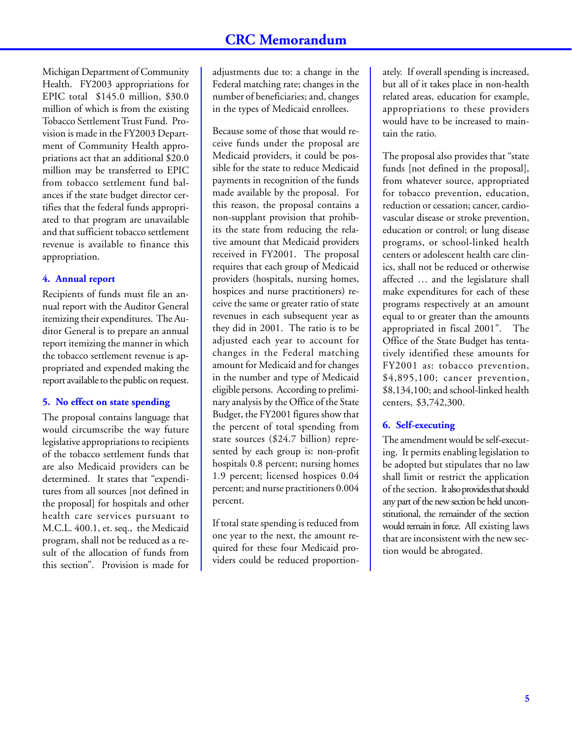Michigan Department of Community Health. FY2003 appropriations for EPIC total $145.0 million, $30.0 million of which is from the existing Tobacco Settlement Trust Fund. Provision is made in the FY2003 Department of Community Health appropriations act that an additional $20.0 million may be transferred to EPIC from tobacco settlement fund balances if the state budget director certifies that the federal funds appropriated to that program are unavailable and that sufficient tobacco settlement revenue is available to finance this appropriation.

### 4. Annual report

Recipients of funds must file an annual report with the Auditor General itemizing their expenditures. The Auditor General is to prepare an annual report itemizing the manner in which the tobacco settlement revenue is appropriated and expended making the report available to the public on request.

### 5. No effect on state spending

The proposal contains language that would circumscribe the way future legislative appropriations to recipients of the tobacco settlement funds that are also Medicaid providers can be determined. It states that "expenditures from all sources [not defined in the proposal] for hospitals and other health care services pursuant to M.C.L. 400.1, et. seq., the Medicaid program, shall not be reduced as a result of the allocation of funds from this section". Provision is made for adjustments due to: a change in the Federal matching rate; changes in the number of beneficiaries; and, changes in the types of Medicaid enrollees.

Because some of those that would receive funds under the proposal are Medicaid providers, it could be possible for the state to reduce Medicaid payments in recognition of the funds made available by the proposal. For this reason, the proposal contains a non-supplant provision that prohibits the state from reducing the relative amount that Medicaid providers received in FY2001. The proposal requires that each group of Medicaid providers (hospitals, nursing homes, hospices and nurse practitioners) receive the same or greater ratio of state revenues in each subsequent year as they did in 2001. The ratio is to be adjusted each year to account for changes in the Federal matching amount for Medicaid and for changes in the number and type of Medicaid eligible persons. According to preliminary analysis by the Office of the State Budget, the FY2001 figures show that the percent of total spending from state sources ($24.7 billion) represented by each group is: non-profit hospitals 0.8 percent; nursing homes 1.9 percent; licensed hospices 0.04 percent; and nurse practitioners 0.004 percent.

If total state spending is reduced from one year to the next, the amount required for these four Medicaid providers could be reduced proportionately. If overall spending is increased, but all of it takes place in non-health related areas, education for example, appropriations to these providers would have to be increased to maintain the ratio.

The proposal also provides that "state funds [not defined in the proposal], from whatever source, appropriated for tobacco prevention, education, reduction or cessation; cancer, cardiovascular disease or stroke prevention, education or control; or lung disease programs, or school-linked health centers or adolescent health care clinics, shall not be reduced or otherwise affected … and the legislature shall make expenditures for each of these programs respectively at an amount equal to or greater than the amounts appropriated in fiscal 2001". The Office of the State Budget has tentatively identified these amounts for FY2001 as: tobacco prevention, $4,895,100; cancer prevention, $8,134,100; and school-linked health centers, $3,742,300.

### 6. Self-executing

The amendment would be self-executing. It permits enabling legislation to be adopted but stipulates that no law shall limit or restrict the application of the section. It also provides that should any part of the new section be held unconstitutional, the remainder of the section would remain in force. All existing laws that are inconsistent with the new section would be abrogated.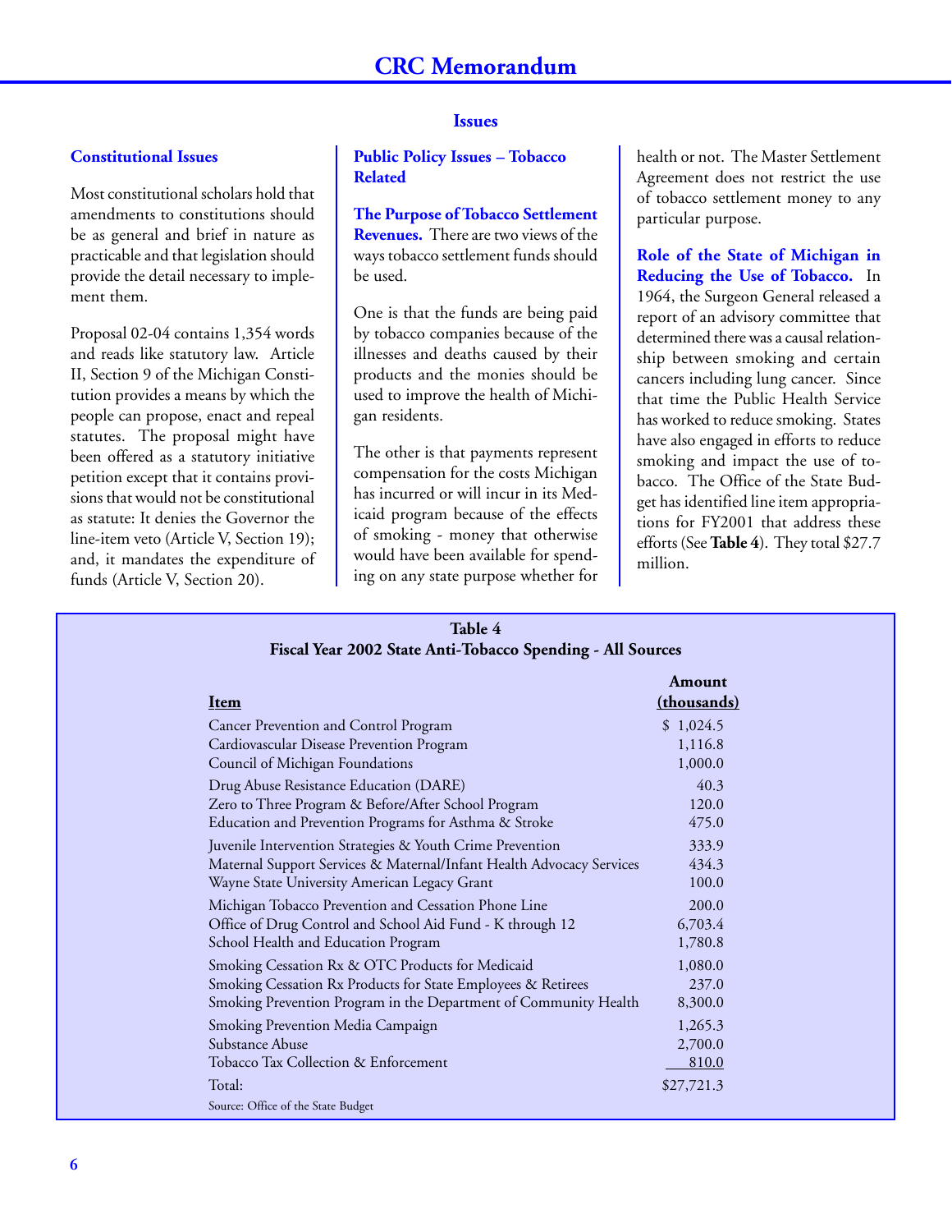## Issues

### Constitutional Issues

Most constitutional scholars hold that amendments to constitutions should be as general and brief in nature as practicable and that legislation should provide the detail necessary to implement them.

Proposal 02-04 contains 1,354 words and reads like statutory law. Article II, Section 9 of the Michigan Constitution provides a means by which the people can propose, enact and repeal statutes. The proposal might have been offered as a statutory initiative petition except that it contains provisions that would not be constitutional as statute: It denies the Governor the line-item veto (Article V, Section 19); and, it mandates the expenditure of funds (Article V, Section 20).

### Public Policy Issues – Tobacco Related

**The Purpose of Tobacco Settlement Revenues.** There are two views of the ways tobacco settlement funds should be used.

One is that the funds are being paid by tobacco companies because of the illnesses and deaths caused by their products and the monies should be used to improve the health of Michigan residents.

The other is that payments represent compensation for the costs Michigan has incurred or will incur in its Medicaid program because of the effects of smoking - money that otherwise would have been available for spending on any state purpose whether for health or not. The Master Settlement Agreement does not restrict the use of tobacco settlement money to any particular purpose.

**Role of the State of Michigan in Reducing the Use of Tobacco.** In 1964, the Surgeon General released a report of an advisory committee that determined there was a causal relationship between smoking and certain cancers including lung cancer. Since that time the Public Health Service has worked to reduce smoking. States have also engaged in efforts to reduce smoking and impact the use of tobacco. The Office of the State Budget has identified line item appropriations for FY2001 that address these efforts (See **Table 4**). They total $27.7 million.

**Table 4**
**Fiscal Year 2002 State Anti-Tobacco Spending - All Sources**

| Item | Amount (thousands) |
|---|---|
| Cancer Prevention and Control Program | $ 1,024.5 |
| Cardiovascular Disease Prevention Program | 1,116.8 |
| Council of Michigan Foundations | 1,000.0 |
| Drug Abuse Resistance Education (DARE) | 40.3 |
| Zero to Three Program & Before/After School Program | 120.0 |
| Education and Prevention Programs for Asthma & Stroke | 475.0 |
| Juvenile Intervention Strategies & Youth Crime Prevention | 333.9 |
| Maternal Support Services & Maternal/Infant Health Advocacy Services | 434.3 |
| Wayne State University American Legacy Grant | 100.0 |
| Michigan Tobacco Prevention and Cessation Phone Line | 200.0 |
| Office of Drug Control and School Aid Fund - K through 12 | 6,703.4 |
| School Health and Education Program | 1,780.8 |
| Smoking Cessation Rx & OTC Products for Medicaid | 1,080.0 |
| Smoking Cessation Rx Products for State Employees & Retirees | 237.0 |
| Smoking Prevention Program in the Department of Community Health | 8,300.0 |
| Smoking Prevention Media Campaign | 1,265.3 |
| Substance Abuse | 2,700.0 |
| Tobacco Tax Collection & Enforcement | 810.0 |
| Total: | $27,721.3 |

Source: Office of the State Budget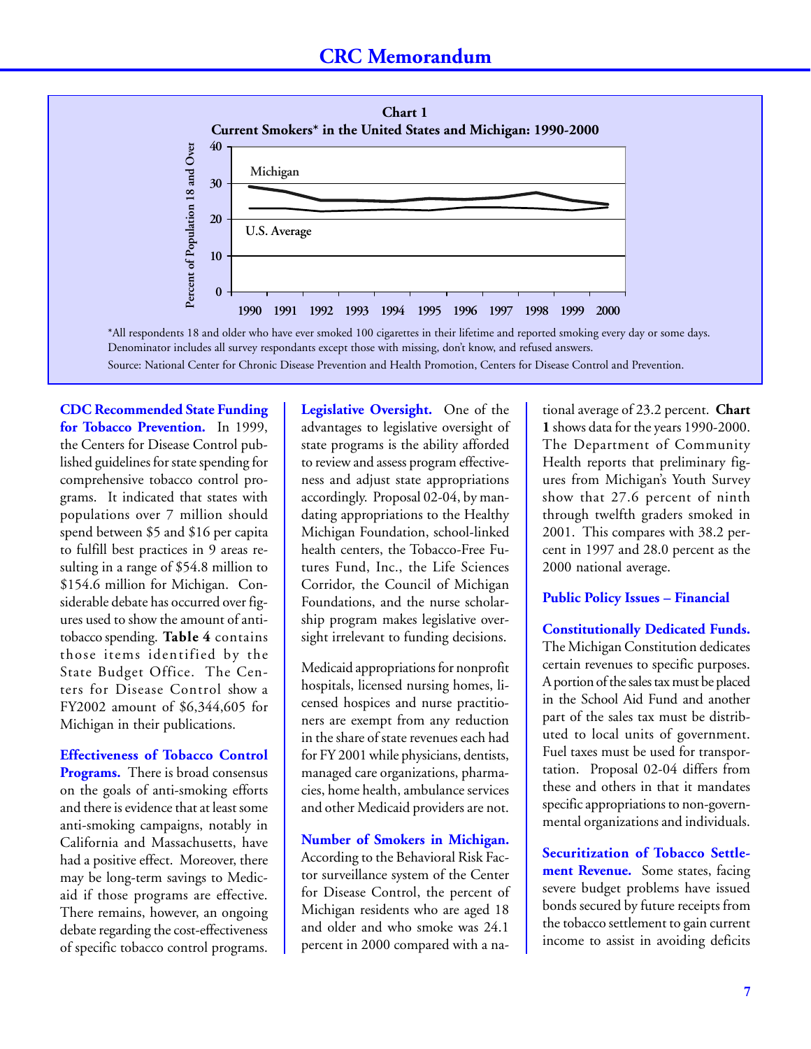**Chart 1**
**Current Smokers* in the United States and Michigan: 1990-2000**

*All respondents 18 and older who have ever smoked 100 cigarettes in their lifetime and reported smoking every day or some days. Denominator includes all survey respondants except those with missing, don't know, and refused answers.

Source: National Center for Chronic Disease Prevention and Health Promotion, Centers for Disease Control and Prevention.

**CDC Recommended State Funding for Tobacco Prevention.** In 1999, the Centers for Disease Control published guidelines for state spending for comprehensive tobacco control programs. It indicated that states with populations over 7 million should spend between \$5 and \$16 per capita to fulfill best practices in 9 areas resulting in a range of \$54.8 million to \$154.6 million for Michigan. Considerable debate has occurred over figures used to show the amount of anti-tobacco spending. **Table 4** contains those items identified by the State Budget Office. The Centers for Disease Control show a FY2002 amount of \$6,344,605 for Michigan in their publications.

**Effectiveness of Tobacco Control Programs.** There is broad consensus on the goals of anti-smoking efforts and there is evidence that at least some anti-smoking campaigns, notably in California and Massachusetts, have had a positive effect. Moreover, there may be long-term savings to Medicaid if those programs are effective. There remains, however, an ongoing debate regarding the cost-effectiveness of specific tobacco control programs.

**Legislative Oversight.** One of the advantages to legislative oversight of state programs is the ability afforded to review and assess program effectiveness and adjust state appropriations accordingly. Proposal 02-04, by mandating appropriations to the Healthy Michigan Foundation, school-linked health centers, the Tobacco-Free Futures Fund, Inc., the Life Sciences Corridor, the Council of Michigan Foundations, and the nurse scholarship program makes legislative oversight irrelevant to funding decisions.

Medicaid appropriations for nonprofit hospitals, licensed nursing homes, licensed hospices and nurse practitioners are exempt from any reduction in the share of state revenues each had for FY 2001 while physicians, dentists, managed care organizations, pharmacies, home health, ambulance services and other Medicaid providers are not.

**Number of Smokers in Michigan.** According to the Behavioral Risk Factor surveillance system of the Center for Disease Control, the percent of Michigan residents who are aged 18 and older and who smoke was 24.1 percent in 2000 compared with a national average of 23.2 percent. **Chart 1** shows data for the years 1990-2000. The Department of Community Health reports that preliminary figures from Michigan's Youth Survey show that 27.6 percent of ninth through twelfth graders smoked in 2001. This compares with 38.2 percent in 1997 and 28.0 percent as the 2000 national average.

**Public Policy Issues – Financial**

**Constitutionally Dedicated Funds.** The Michigan Constitution dedicates certain revenues to specific purposes. A portion of the sales tax must be placed in the School Aid Fund and another part of the sales tax must be distributed to local units of government. Fuel taxes must be used for transportation. Proposal 02-04 differs from these and others in that it mandates specific appropriations to non-governmental organizations and individuals.

**Securitization of Tobacco Settlement Revenue.** Some states, facing severe budget problems have issued bonds secured by future receipts from the tobacco settlement to gain current income to assist in avoiding deficits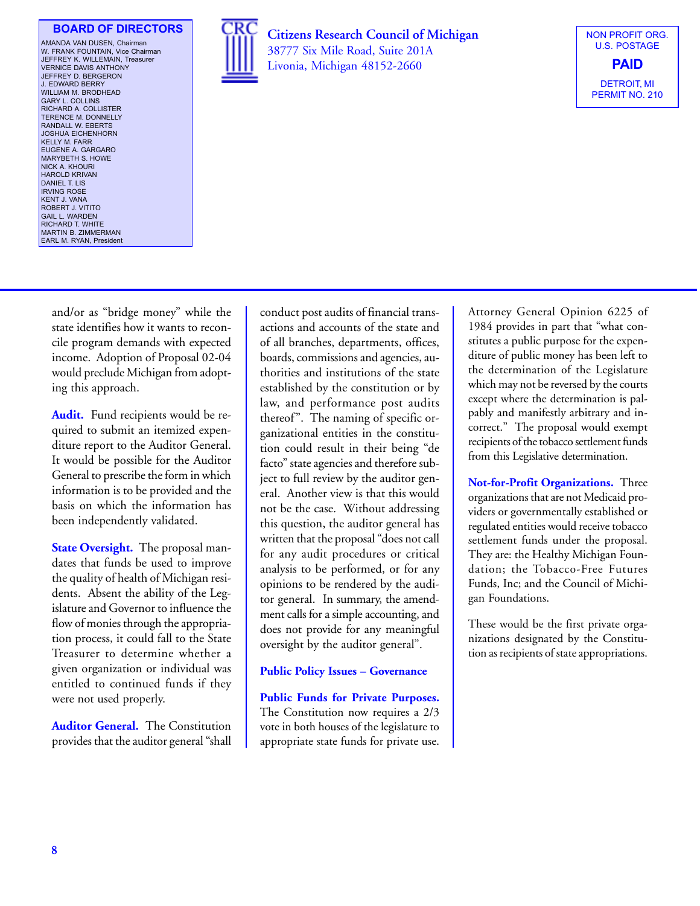## BOARD OF DIRECTORS

AMANDA VAN DUSEN, Chairman
W. FRANK FOUNTAIN, Vice Chairman
JEFFREY K. WILLEMAIN, Treasurer
VERNICE DAVIS ANTHONY
JEFFREY D. BERGERON
J. EDWARD BERRY
WILLIAM M. BRODHEAD
GARY L. COLLINS
RICHARD A. COLLISTER
TERENCE M. DONNELLY
RANDALL W. EBERTS
JOSHUA EICHENHORN
KELLY M. FARR
EUGENE A. GARGARO
MARYBETH S. HOWE
NICK A. KHOURI
HAROLD KRIVAN
DANIEL T. LIS
IRVING ROSE
KENT J. VANA
ROBERT J. VITITO
GAIL L. WARDEN
RICHARD T. WHITE
MARTIN B. ZIMMERMAN
EARL M. RYAN, President

**Citizens Research Council of Michigan**
38777 Six Mile Road, Suite 201A
Livonia, Michigan 48152-2660

NON PROFIT ORG.
U.S. POSTAGE
**PAID**
DETROIT, MI
PERMIT NO. 210

and/or as "bridge money" while the state identifies how it wants to reconcile program demands with expected income. Adoption of Proposal 02-04 would preclude Michigan from adopting this approach.

**Audit.** Fund recipients would be required to submit an itemized expenditure report to the Auditor General. It would be possible for the Auditor General to prescribe the form in which information is to be provided and the basis on which the information has been independently validated.

**State Oversight.** The proposal mandates that funds be used to improve the quality of health of Michigan residents. Absent the ability of the Legislature and Governor to influence the flow of monies through the appropriation process, it could fall to the State Treasurer to determine whether a given organization or individual was entitled to continued funds if they were not used properly.

**Auditor General.** The Constitution provides that the auditor general "shall conduct post audits of financial transactions and accounts of the state and of all branches, departments, offices, boards, commissions and agencies, authorities and institutions of the state established by the constitution or by law, and performance post audits thereof". The naming of specific organizational entities in the constitution could result in their being "de facto" state agencies and therefore subject to full review by the auditor general. Another view is that this would not be the case. Without addressing this question, the auditor general has written that the proposal "does not call for any audit procedures or critical analysis to be performed, or for any opinions to be rendered by the auditor general. In summary, the amendment calls for a simple accounting, and does not provide for any meaningful oversight by the auditor general".

### Public Policy Issues – Governance

**Public Funds for Private Purposes.** The Constitution now requires a 2/3 vote in both houses of the legislature to appropriate state funds for private use. Attorney General Opinion 6225 of 1984 provides in part that "what constitutes a public purpose for the expenditure of public money has been left to the determination of the Legislature which may not be reversed by the courts except where the determination is palpably and manifestly arbitrary and incorrect." The proposal would exempt recipients of the tobacco settlement funds from this Legislative determination.

**Not-for-Profit Organizations.** Three organizations that are not Medicaid providers or governmentally established or regulated entities would receive tobacco settlement funds under the proposal. They are: the Healthy Michigan Foundation; the Tobacco-Free Futures Funds, Inc; and the Council of Michigan Foundations.

These would be the first private organizations designated by the Constitution as recipients of state appropriations.